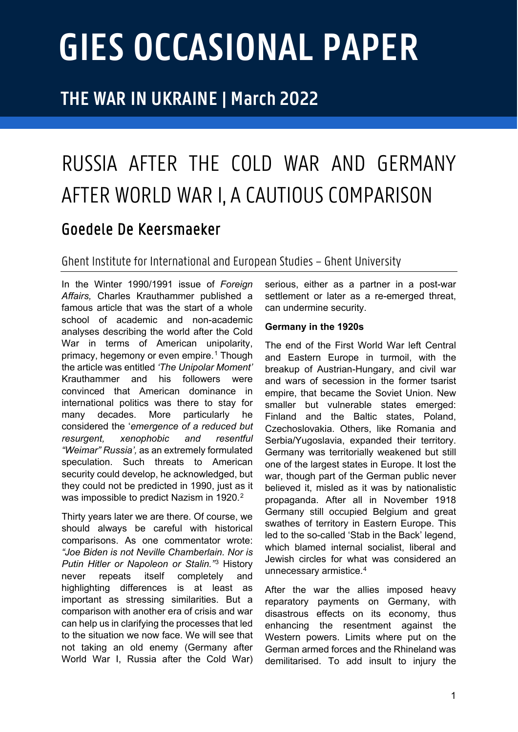# GIES OCCASIONAL PAPER

## THE WAR IN UKRAINE | March 2022

# RUSSIA AFTER THE COLD WAR AND GERMANY AFTER WORLD WAR I, A CAUTIOUS COMPARISON

## Goedele De Keersmaeker

Ghent Institute for International and European Studies – Ghent University

In the Winter 1990/1991 issue of *Foreign Affairs,* Charles Krauthammer published a famous article that was the start of a whole school of academic and non-academic analyses describing the world after the Cold War in terms of American unipolarity, primacy, hegemony or even empire.[1] Though the article was entitled *'The Unipolar Moment'* Krauthammer and his followers were convinced that American dominance in international politics was there to stay for many decades. More particularly he considered the '*emergence of a reduced but resurgent, xenophobic and resentful "Weimar" Russia',* as an extremely formulated speculation. Such threats to American security could develop, he acknowledged, but they could not be predicted in 1990, just as it was impossible to predict Nazism in 1920.[2]

Thirty years later we are there. Of course, we should always be careful with historical comparisons. As one commentator wrote: *"Joe Biden is not Neville Chamberlain. Nor is Putin Hitler or Napoleon or Stalin."*[3] History never repeats itself completely and highlighting differences is at least as important as stressing similarities. But a comparison with another era of crisis and war can help us in clarifying the processes that led to the situation we now face. We will see that not taking an old enemy (Germany after World War I, Russia after the Cold War) serious, either as a partner in a post-war settlement or later as a re-emerged threat, can undermine security.

**Germany in the 1920s**

The end of the First World War left Central and Eastern Europe in turmoil, with the breakup of Austrian-Hungary, and civil war and wars of secession in the former tsarist empire, that became the Soviet Union. New smaller but vulnerable states emerged: Finland and the Baltic states, Poland, Czechoslovakia. Others, like Romania and Serbia/Yugoslavia, expanded their territory. Germany was territorially weakened but still one of the largest states in Europe. It lost the war, though part of the German public never believed it, misled as it was by nationalistic propaganda. After all in November 1918 Germany still occupied Belgium and great swathes of territory in Eastern Europe. This led to the so-called 'Stab in the Back' legend, which blamed internal socialist, liberal and Jewish circles for what was considered an unnecessary armistice.[4]

After the war the allies imposed heavy reparatory payments on Germany, with disastrous effects on its economy, thus enhancing the resentment against the Western powers. Limits where put on the German armed forces and the Rhineland was demilitarised. To add insult to injury the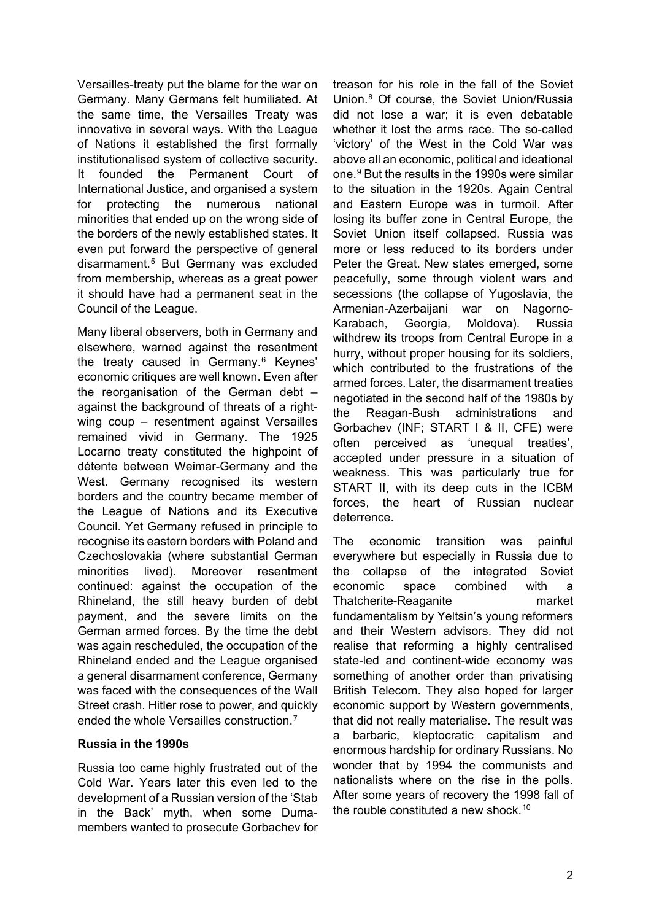Versailles-treaty put the blame for the war on Germany. Many Germans felt humiliated. At the same time, the Versailles Treaty was innovative in several ways. With the League of Nations it established the first formally institutionalised system of collective security. It founded the Permanent Court of International Justice, and organised a system for protecting the numerous national minorities that ended up on the wrong side of the borders of the newly established states. It even put forward the perspective of general disarmament.[5] But Germany was excluded from membership, whereas as a great power it should have had a permanent seat in the Council of the League.

Many liberal observers, both in Germany and elsewhere, warned against the resentment the treaty caused in Germany.[6] Keynes' economic critiques are well known. Even after the reorganisation of the German debt – against the background of threats of a right-wing coup – resentment against Versailles remained vivid in Germany. The 1925 Locarno treaty constituted the highpoint of détente between Weimar-Germany and the West. Germany recognised its western borders and the country became member of the League of Nations and its Executive Council. Yet Germany refused in principle to recognise its eastern borders with Poland and Czechoslovakia (where substantial German minorities lived). Moreover resentment continued: against the occupation of the Rhineland, the still heavy burden of debt payment, and the severe limits on the German armed forces. By the time the debt was again rescheduled, the occupation of the Rhineland ended and the League organised a general disarmament conference, Germany was faced with the consequences of the Wall Street crash. Hitler rose to power, and quickly ended the whole Versailles construction.[7]

### Russia in the 1990s

Russia too came highly frustrated out of the Cold War. Years later this even led to the development of a Russian version of the 'Stab in the Back' myth, when some Duma-members wanted to prosecute Gorbachev for treason for his role in the fall of the Soviet Union.[8] Of course, the Soviet Union/Russia did not lose a war; it is even debatable whether it lost the arms race. The so-called 'victory' of the West in the Cold War was above all an economic, political and ideational one.[9] But the results in the 1990s were similar to the situation in the 1920s. Again Central and Eastern Europe was in turmoil. After losing its buffer zone in Central Europe, the Soviet Union itself collapsed. Russia was more or less reduced to its borders under Peter the Great. New states emerged, some peacefully, some through violent wars and secessions (the collapse of Yugoslavia, the Armenian-Azerbaijani war on Nagorno-Karabach, Georgia, Moldova). Russia withdrew its troops from Central Europe in a hurry, without proper housing for its soldiers, which contributed to the frustrations of the armed forces. Later, the disarmament treaties negotiated in the second half of the 1980s by the Reagan-Bush administrations and Gorbachev (INF; START I & II, CFE) were often perceived as 'unequal treaties', accepted under pressure in a situation of weakness. This was particularly true for START II, with its deep cuts in the ICBM forces, the heart of Russian nuclear deterrence.

The economic transition was painful everywhere but especially in Russia due to the collapse of the integrated Soviet economic space combined with a Thatcherite-Reaganite market fundamentalism by Yeltsin's young reformers and their Western advisors. They did not realise that reforming a highly centralised state-led and continent-wide economy was something of another order than privatising British Telecom. They also hoped for larger economic support by Western governments, that did not really materialise. The result was a barbaric, kleptocratic capitalism and enormous hardship for ordinary Russians. No wonder that by 1994 the communists and nationalists where on the rise in the polls. After some years of recovery the 1998 fall of the rouble constituted a new shock.[10]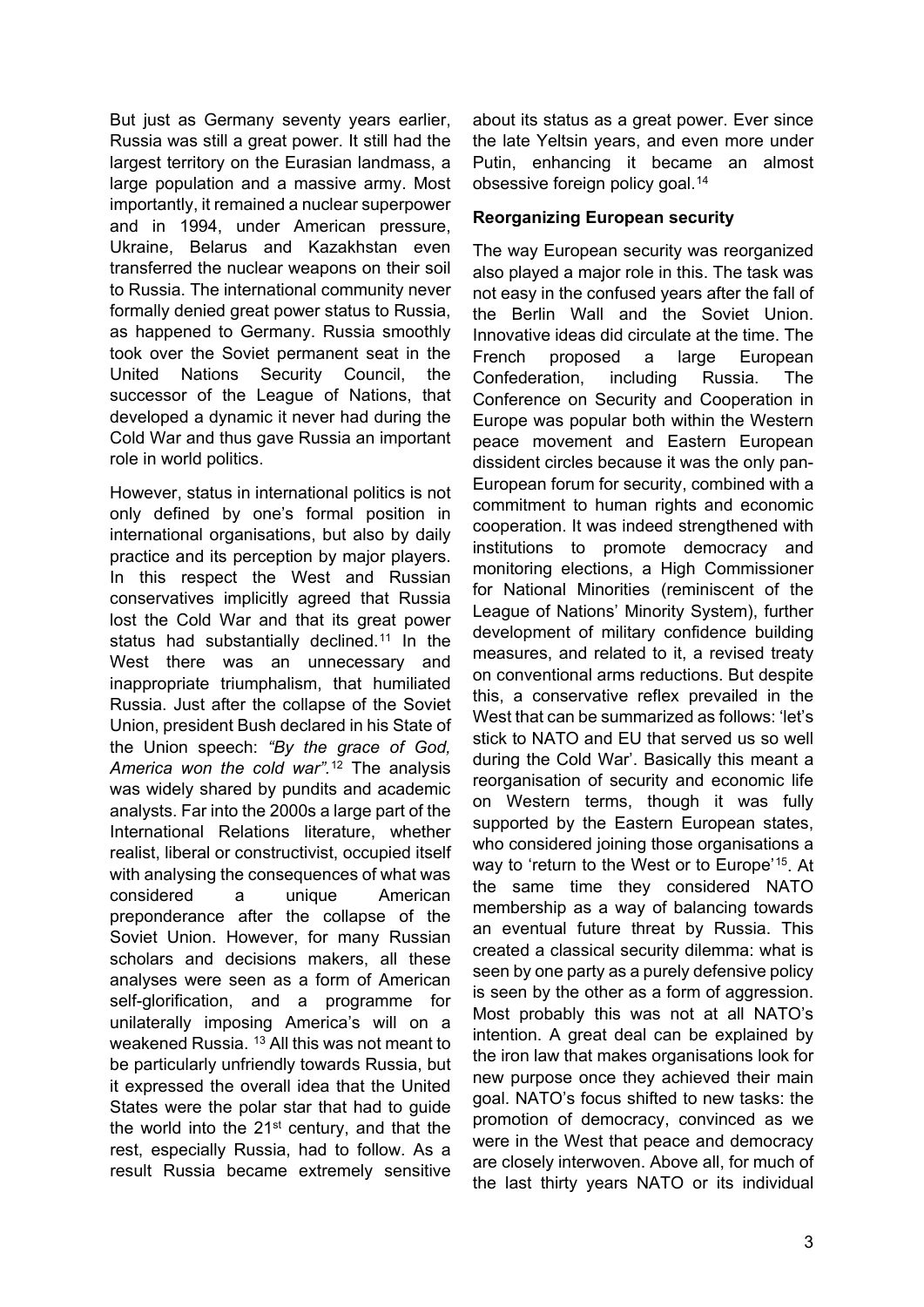But just as Germany seventy years earlier, Russia was still a great power. It still had the largest territory on the Eurasian landmass, a large population and a massive army. Most importantly, it remained a nuclear superpower and in 1994, under American pressure, Ukraine, Belarus and Kazakhstan even transferred the nuclear weapons on their soil to Russia. The international community never formally denied great power status to Russia, as happened to Germany. Russia smoothly took over the Soviet permanent seat in the United Nations Security Council, the successor of the League of Nations, that developed a dynamic it never had during the Cold War and thus gave Russia an important role in world politics.

However, status in international politics is not only defined by one's formal position in international organisations, but also by daily practice and its perception by major players. In this respect the West and Russian conservatives implicitly agreed that Russia lost the Cold War and that its great power status had substantially declined.[11] In the West there was an unnecessary and inappropriate triumphalism, that humiliated Russia. Just after the collapse of the Soviet Union, president Bush declared in his State of the Union speech: *"By the grace of God, America won the cold war".*[12] The analysis was widely shared by pundits and academic analysts. Far into the 2000s a large part of the International Relations literature, whether realist, liberal or constructivist, occupied itself with analysing the consequences of what was considered a unique American preponderance after the collapse of the Soviet Union. However, for many Russian scholars and decisions makers, all these analyses were seen as a form of American self-glorification, and a programme for unilaterally imposing America's will on a weakened Russia. [13] All this was not meant to be particularly unfriendly towards Russia, but it expressed the overall idea that the United States were the polar star that had to guide the world into the 21st century, and that the rest, especially Russia, had to follow. As a result Russia became extremely sensitive about its status as a great power. Ever since the late Yeltsin years, and even more under Putin, enhancing it became an almost obsessive foreign policy goal.[14]

**Reorganizing European security**

The way European security was reorganized also played a major role in this. The task was not easy in the confused years after the fall of the Berlin Wall and the Soviet Union. Innovative ideas did circulate at the time. The French proposed a large European Confederation, including Russia. The Conference on Security and Cooperation in Europe was popular both within the Western peace movement and Eastern European dissident circles because it was the only pan-European forum for security, combined with a commitment to human rights and economic cooperation. It was indeed strengthened with institutions to promote democracy and monitoring elections, a High Commissioner for National Minorities (reminiscent of the League of Nations' Minority System), further development of military confidence building measures, and related to it, a revised treaty on conventional arms reductions. But despite this, a conservative reflex prevailed in the West that can be summarized as follows: 'let's stick to NATO and EU that served us so well during the Cold War'. Basically this meant a reorganisation of security and economic life on Western terms, though it was fully supported by the Eastern European states, who considered joining those organisations a way to 'return to the West or to Europe'[15]. At the same time they considered NATO membership as a way of balancing towards an eventual future threat by Russia. This created a classical security dilemma: what is seen by one party as a purely defensive policy is seen by the other as a form of aggression. Most probably this was not at all NATO's intention. A great deal can be explained by the iron law that makes organisations look for new purpose once they achieved their main goal. NATO's focus shifted to new tasks: the promotion of democracy, convinced as we were in the West that peace and democracy are closely interwoven. Above all, for much of the last thirty years NATO or its individual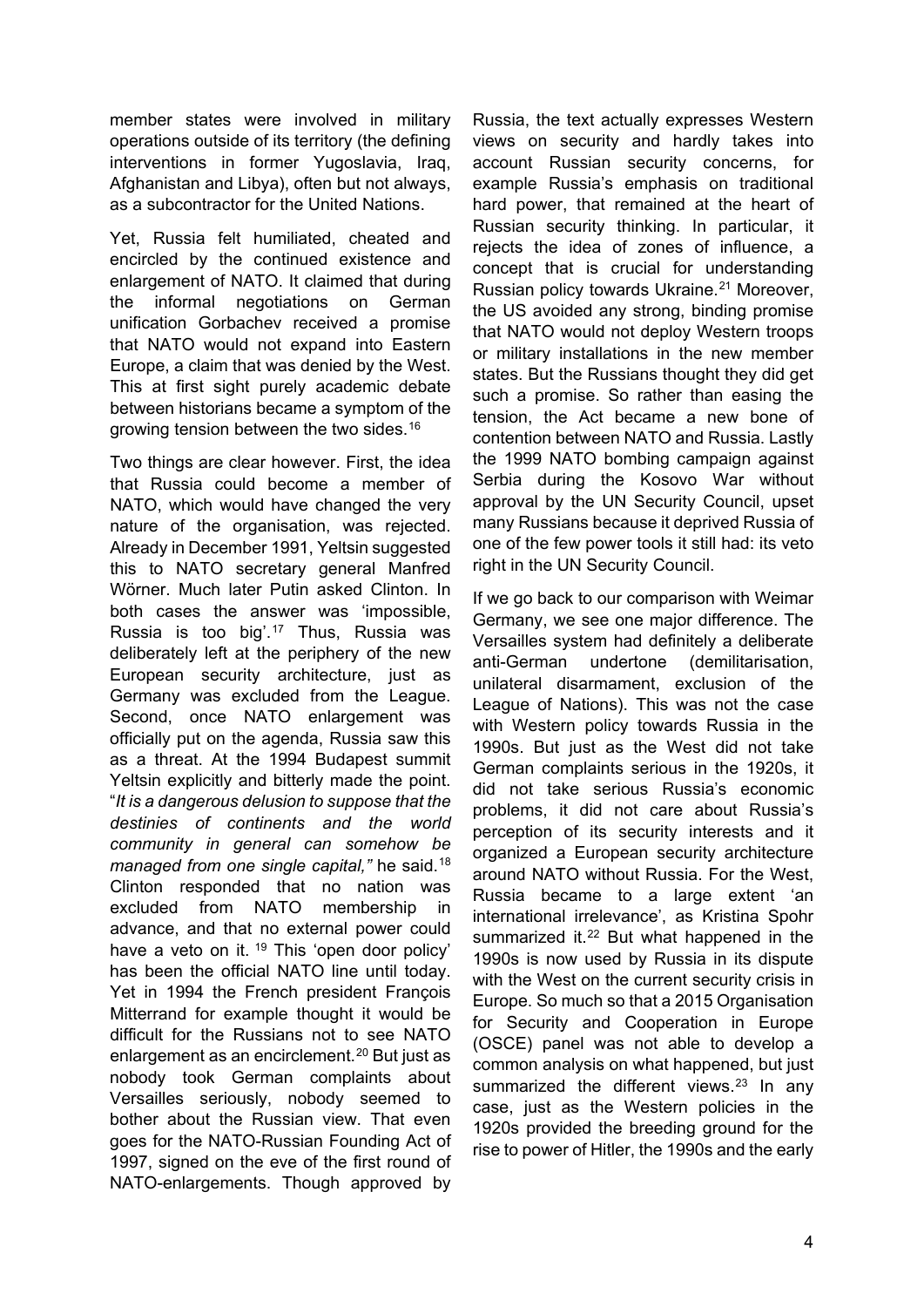member states were involved in military operations outside of its territory (the defining interventions in former Yugoslavia, Iraq, Afghanistan and Libya), often but not always, as a subcontractor for the United Nations.

Yet, Russia felt humiliated, cheated and encircled by the continued existence and enlargement of NATO. It claimed that during the informal negotiations on German unification Gorbachev received a promise that NATO would not expand into Eastern Europe, a claim that was denied by the West. This at first sight purely academic debate between historians became a symptom of the growing tension between the two sides.[16]

Two things are clear however. First, the idea that Russia could become a member of NATO, which would have changed the very nature of the organisation, was rejected. Already in December 1991, Yeltsin suggested this to NATO secretary general Manfred Wörner. Much later Putin asked Clinton. In both cases the answer was 'impossible, Russia is too big'.[17] Thus, Russia was deliberately left at the periphery of the new European security architecture, just as Germany was excluded from the League. Second, once NATO enlargement was officially put on the agenda, Russia saw this as a threat. At the 1994 Budapest summit Yeltsin explicitly and bitterly made the point. "*It is a dangerous delusion to suppose that the destinies of continents and the world community in general can somehow be managed from one single capital,"* he said.[18] Clinton responded that no nation was excluded from NATO membership in advance, and that no external power could have a veto on it. [19] This 'open door policy' has been the official NATO line until today. Yet in 1994 the French president François Mitterrand for example thought it would be difficult for the Russians not to see NATO enlargement as an encirclement.[20] But just as nobody took German complaints about Versailles seriously, nobody seemed to bother about the Russian view. That even goes for the NATO-Russian Founding Act of 1997, signed on the eve of the first round of NATO-enlargements. Though approved by Russia, the text actually expresses Western views on security and hardly takes into account Russian security concerns, for example Russia's emphasis on traditional hard power, that remained at the heart of Russian security thinking. In particular, it rejects the idea of zones of influence, a concept that is crucial for understanding Russian policy towards Ukraine.[21] Moreover, the US avoided any strong, binding promise that NATO would not deploy Western troops or military installations in the new member states. But the Russians thought they did get such a promise. So rather than easing the tension, the Act became a new bone of contention between NATO and Russia. Lastly the 1999 NATO bombing campaign against Serbia during the Kosovo War without approval by the UN Security Council, upset many Russians because it deprived Russia of one of the few power tools it still had: its veto right in the UN Security Council.

If we go back to our comparison with Weimar Germany, we see one major difference. The Versailles system had definitely a deliberate anti-German undertone (demilitarisation, unilateral disarmament, exclusion of the League of Nations). This was not the case with Western policy towards Russia in the 1990s. But just as the West did not take German complaints serious in the 1920s, it did not take serious Russia's economic problems, it did not care about Russia's perception of its security interests and it organized a European security architecture around NATO without Russia. For the West, Russia became to a large extent 'an international irrelevance', as Kristina Spohr summarized it.[22] But what happened in the 1990s is now used by Russia in its dispute with the West on the current security crisis in Europe. So much so that a 2015 Organisation for Security and Cooperation in Europe (OSCE) panel was not able to develop a common analysis on what happened, but just summarized the different views.[23] In any case, just as the Western policies in the 1920s provided the breeding ground for the rise to power of Hitler, the 1990s and the early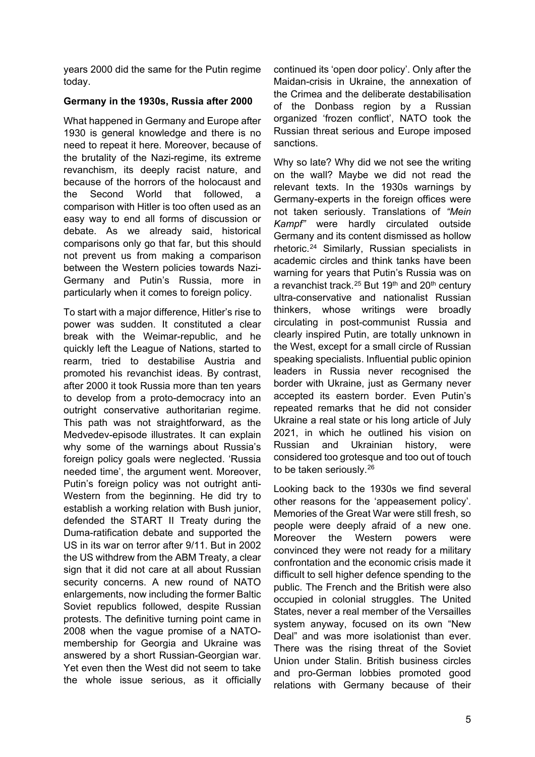years 2000 did the same for the Putin regime today.

**Germany in the 1930s, Russia after 2000**

What happened in Germany and Europe after 1930 is general knowledge and there is no need to repeat it here. Moreover, because of the brutality of the Nazi-regime, its extreme revanchism, its deeply racist nature, and because of the horrors of the holocaust and the Second World that followed, a comparison with Hitler is too often used as an easy way to end all forms of discussion or debate. As we already said, historical comparisons only go that far, but this should not prevent us from making a comparison between the Western policies towards Nazi-Germany and Putin's Russia, more in particularly when it comes to foreign policy.

To start with a major difference, Hitler's rise to power was sudden. It constituted a clear break with the Weimar-republic, and he quickly left the League of Nations, started to rearm, tried to destabilise Austria and promoted his revanchist ideas. By contrast, after 2000 it took Russia more than ten years to develop from a proto-democracy into an outright conservative authoritarian regime. This path was not straightforward, as the Medvedev-episode illustrates. It can explain why some of the warnings about Russia's foreign policy goals were neglected. 'Russia needed time', the argument went. Moreover, Putin's foreign policy was not outright anti-Western from the beginning. He did try to establish a working relation with Bush junior, defended the START II Treaty during the Duma-ratification debate and supported the US in its war on terror after 9/11. But in 2002 the US withdrew from the ABM Treaty, a clear sign that it did not care at all about Russian security concerns. A new round of NATO enlargements, now including the former Baltic Soviet republics followed, despite Russian protests. The definitive turning point came in 2008 when the vague promise of a NATO-membership for Georgia and Ukraine was answered by a short Russian-Georgian war. Yet even then the West did not seem to take the whole issue serious, as it officially continued its 'open door policy'. Only after the Maidan-crisis in Ukraine, the annexation of the Crimea and the deliberate destabilisation of the Donbass region by a Russian organized 'frozen conflict', NATO took the Russian threat serious and Europe imposed sanctions.

Why so late? Why did we not see the writing on the wall? Maybe we did not read the relevant texts. In the 1930s warnings by Germany-experts in the foreign offices were not taken seriously. Translations of *"Mein Kampf"* were hardly circulated outside Germany and its content dismissed as hollow rhetoric.[24] Similarly, Russian specialists in academic circles and think tanks have been warning for years that Putin's Russia was on a revanchist track.[25] But 19th and 20th century ultra-conservative and nationalist Russian thinkers, whose writings were broadly circulating in post-communist Russia and clearly inspired Putin, are totally unknown in the West, except for a small circle of Russian speaking specialists. Influential public opinion leaders in Russia never recognised the border with Ukraine, just as Germany never accepted its eastern border. Even Putin's repeated remarks that he did not consider Ukraine a real state or his long article of July 2021, in which he outlined his vision on Russian and Ukrainian history, were considered too grotesque and too out of touch to be taken seriously.[26]

Looking back to the 1930s we find several other reasons for the 'appeasement policy'. Memories of the Great War were still fresh, so people were deeply afraid of a new one. Moreover the Western powers were convinced they were not ready for a military confrontation and the economic crisis made it difficult to sell higher defence spending to the public. The French and the British were also occupied in colonial struggles. The United States, never a real member of the Versailles system anyway, focused on its own "New Deal" and was more isolationist than ever. There was the rising threat of the Soviet Union under Stalin. British business circles and pro-German lobbies promoted good relations with Germany because of their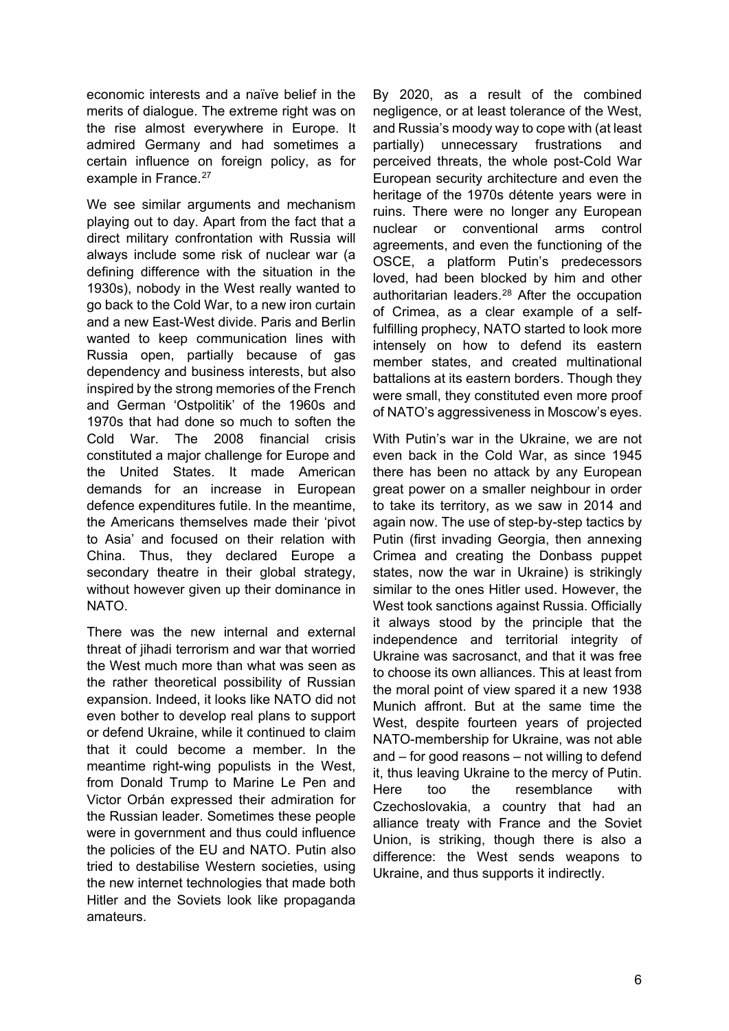economic interests and a naïve belief in the merits of dialogue. The extreme right was on the rise almost everywhere in Europe. It admired Germany and had sometimes a certain influence on foreign policy, as for example in France.[27]

We see similar arguments and mechanism playing out to day. Apart from the fact that a direct military confrontation with Russia will always include some risk of nuclear war (a defining difference with the situation in the 1930s), nobody in the West really wanted to go back to the Cold War, to a new iron curtain and a new East-West divide. Paris and Berlin wanted to keep communication lines with Russia open, partially because of gas dependency and business interests, but also inspired by the strong memories of the French and German 'Ostpolitik' of the 1960s and 1970s that had done so much to soften the Cold War. The 2008 financial crisis constituted a major challenge for Europe and the United States. It made American demands for an increase in European defence expenditures futile. In the meantime, the Americans themselves made their 'pivot to Asia' and focused on their relation with China. Thus, they declared Europe a secondary theatre in their global strategy, without however given up their dominance in NATO.

There was the new internal and external threat of jihadi terrorism and war that worried the West much more than what was seen as the rather theoretical possibility of Russian expansion. Indeed, it looks like NATO did not even bother to develop real plans to support or defend Ukraine, while it continued to claim that it could become a member. In the meantime right-wing populists in the West, from Donald Trump to Marine Le Pen and Victor Orbán expressed their admiration for the Russian leader. Sometimes these people were in government and thus could influence the policies of the EU and NATO. Putin also tried to destabilise Western societies, using the new internet technologies that made both Hitler and the Soviets look like propaganda amateurs.

By 2020, as a result of the combined negligence, or at least tolerance of the West, and Russia's moody way to cope with (at least partially) unnecessary frustrations and perceived threats, the whole post-Cold War European security architecture and even the heritage of the 1970s détente years were in ruins. There were no longer any European nuclear or conventional arms control agreements, and even the functioning of the OSCE, a platform Putin's predecessors loved, had been blocked by him and other authoritarian leaders.[28] After the occupation of Crimea, as a clear example of a self-fulfilling prophecy, NATO started to look more intensely on how to defend its eastern member states, and created multinational battalions at its eastern borders. Though they were small, they constituted even more proof of NATO's aggressiveness in Moscow's eyes.

With Putin's war in the Ukraine, we are not even back in the Cold War, as since 1945 there has been no attack by any European great power on a smaller neighbour in order to take its territory, as we saw in 2014 and again now. The use of step-by-step tactics by Putin (first invading Georgia, then annexing Crimea and creating the Donbass puppet states, now the war in Ukraine) is strikingly similar to the ones Hitler used. However, the West took sanctions against Russia. Officially it always stood by the principle that the independence and territorial integrity of Ukraine was sacrosanct, and that it was free to choose its own alliances. This at least from the moral point of view spared it a new 1938 Munich affront. But at the same time the West, despite fourteen years of projected NATO-membership for Ukraine, was not able and – for good reasons – not willing to defend it, thus leaving Ukraine to the mercy of Putin. Here too the resemblance with Czechoslovakia, a country that had an alliance treaty with France and the Soviet Union, is striking, though there is also a difference: the West sends weapons to Ukraine, and thus supports it indirectly.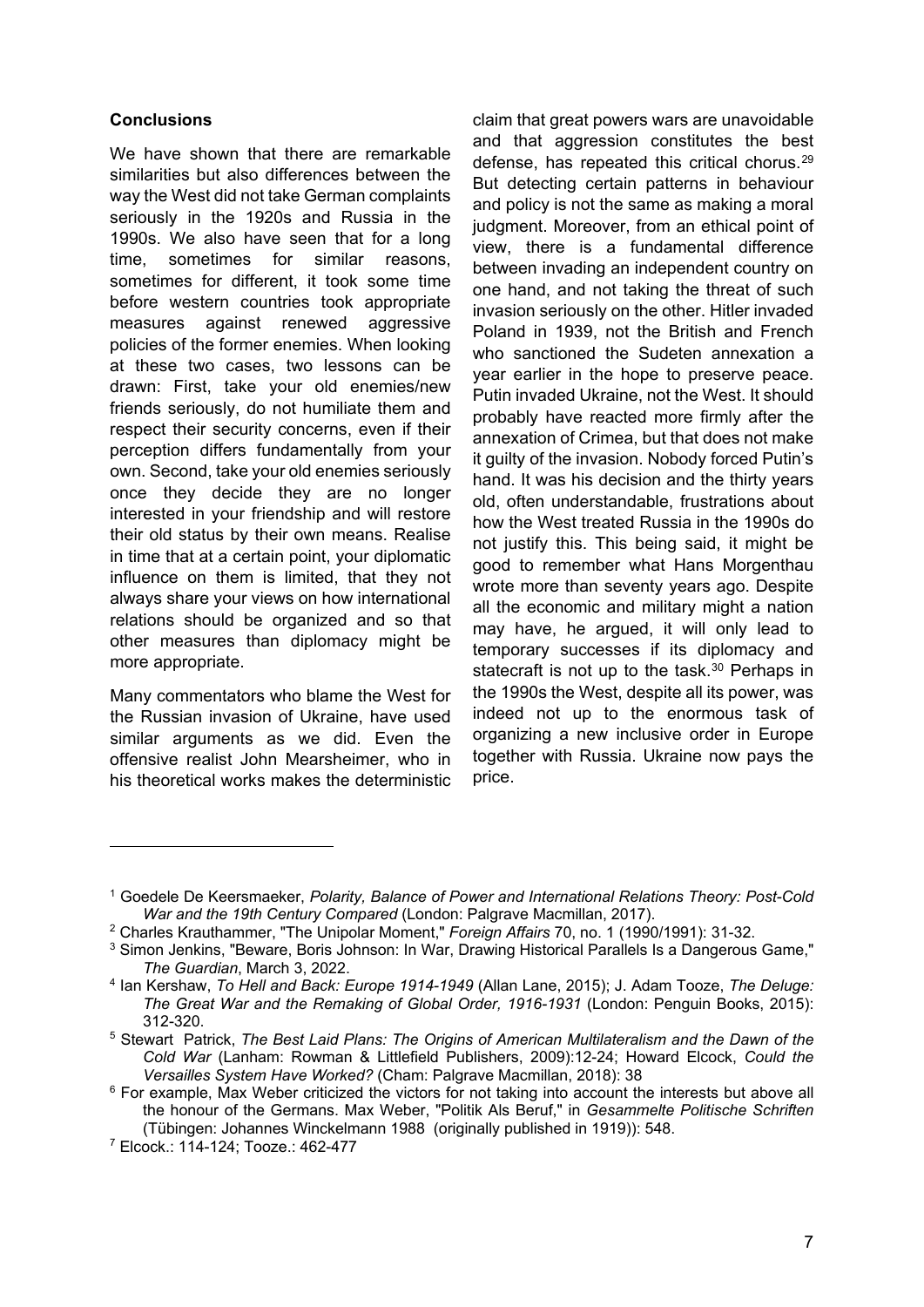**Conclusions**

We have shown that there are remarkable similarities but also differences between the way the West did not take German complaints seriously in the 1920s and Russia in the 1990s. We also have seen that for a long time, sometimes for similar reasons, sometimes for different, it took some time before western countries took appropriate measures against renewed aggressive policies of the former enemies. When looking at these two cases, two lessons can be drawn: First, take your old enemies/new friends seriously, do not humiliate them and respect their security concerns, even if their perception differs fundamentally from your own. Second, take your old enemies seriously once they decide they are no longer interested in your friendship and will restore their old status by their own means. Realise in time that at a certain point, your diplomatic influence on them is limited, that they not always share your views on how international relations should be organized and so that other measures than diplomacy might be more appropriate.

Many commentators who blame the West for the Russian invasion of Ukraine, have used similar arguments as we did. Even the offensive realist John Mearsheimer, who in his theoretical works makes the deterministic claim that great powers wars are unavoidable and that aggression constitutes the best defense, has repeated this critical chorus.[29] But detecting certain patterns in behaviour and policy is not the same as making a moral judgment. Moreover, from an ethical point of view, there is a fundamental difference between invading an independent country on one hand, and not taking the threat of such invasion seriously on the other. Hitler invaded Poland in 1939, not the British and French who sanctioned the Sudeten annexation a year earlier in the hope to preserve peace. Putin invaded Ukraine, not the West. It should probably have reacted more firmly after the annexation of Crimea, but that does not make it guilty of the invasion. Nobody forced Putin's hand. It was his decision and the thirty years old, often understandable, frustrations about how the West treated Russia in the 1990s do not justify this. This being said, it might be good to remember what Hans Morgenthau wrote more than seventy years ago. Despite all the economic and military might a nation may have, he argued, it will only lead to temporary successes if its diplomacy and statecraft is not up to the task.[30] Perhaps in the 1990s the West, despite all its power, was indeed not up to the enormous task of organizing a new inclusive order in Europe together with Russia. Ukraine now pays the price.

---

[1] Goedele De Keersmaeker, *Polarity, Balance of Power and International Relations Theory: Post-Cold War and the 19th Century Compared* (London: Palgrave Macmillan, 2017).

[2] Charles Krauthammer, "The Unipolar Moment," *Foreign Affairs* 70, no. 1 (1990/1991): 31-32.

[3] Simon Jenkins, "Beware, Boris Johnson: In War, Drawing Historical Parallels Is a Dangerous Game," *The Guardian*, March 3, 2022.

[4] Ian Kershaw, *To Hell and Back: Europe 1914-1949* (Allan Lane, 2015); J. Adam Tooze, *The Deluge: The Great War and the Remaking of Global Order, 1916-1931* (London: Penguin Books, 2015): 312-320.

[5] Stewart Patrick, *The Best Laid Plans: The Origins of American Multilateralism and the Dawn of the Cold War* (Lanham: Rowman & Littlefield Publishers, 2009):12-24; Howard Elcock, *Could the Versailles System Have Worked?* (Cham: Palgrave Macmillan, 2018): 38

[6] For example, Max Weber criticized the victors for not taking into account the interests but above all the honour of the Germans. Max Weber, "Politik Als Beruf," in *Gesammelte Politische Schriften* (Tübingen: Johannes Winckelmann 1988 (originally published in 1919)): 548.

[7] Elcock.: 114-124; Tooze.: 462-477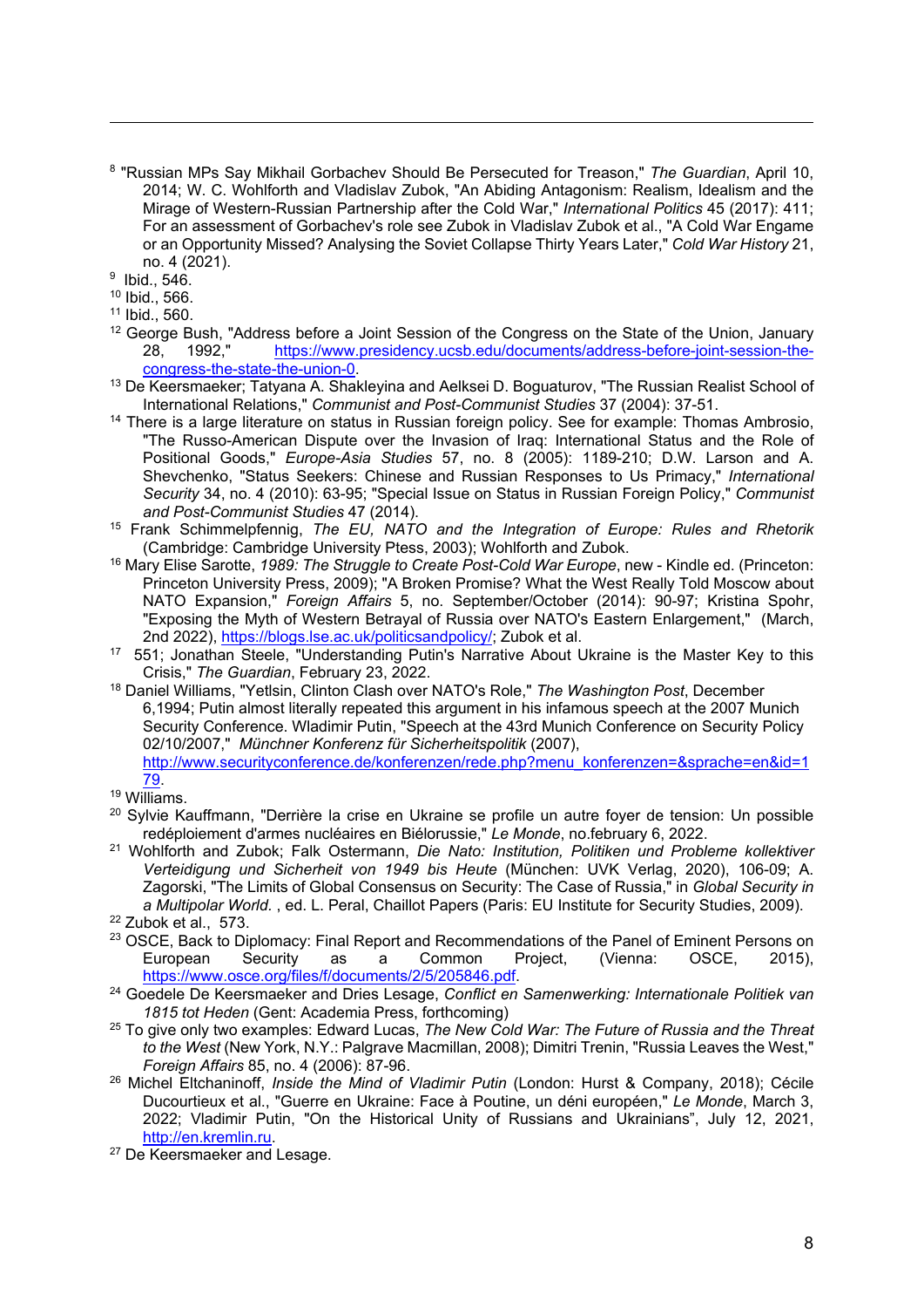[8] "Russian MPs Say Mikhail Gorbachev Should Be Persecuted for Treason," *The Guardian*, April 10, 2014; W. C. Wohlforth and Vladislav Zubok, "An Abiding Antagonism: Realism, Idealism and the Mirage of Western-Russian Partnership after the Cold War," *International Politics* 45 (2017): 411; For an assessment of Gorbachev's role see Zubok in Vladislav Zubok et al., "A Cold War Engame or an Opportunity Missed? Analysing the Soviet Collapse Thirty Years Later," *Cold War History* 21, no. 4 (2021).

[9] Ibid., 546.

[10] Ibid., 566.

[11] Ibid., 560.

[12] George Bush, "Address before a Joint Session of the Congress on the State of the Union, January 28, 1992," https://www.presidency.ucsb.edu/documents/address-before-joint-session-the-congress-the-state-the-union-0.

[13] De Keersmaeker; Tatyana A. Shakleyina and Aelksei D. Boguaturov, "The Russian Realist School of International Relations," *Communist and Post-Communist Studies* 37 (2004): 37-51.

[14] There is a large literature on status in Russian foreign policy. See for example: Thomas Ambrosio, "The Russo-American Dispute over the Invasion of Iraq: International Status and the Role of Positional Goods," *Europe-Asia Studies* 57, no. 8 (2005): 1189-210; D.W. Larson and A. Shevchenko, "Status Seekers: Chinese and Russian Responses to Us Primacy," *International Security* 34, no. 4 (2010): 63-95; "Special Issue on Status in Russian Foreign Policy," *Communist and Post-Communist Studies* 47 (2014).

[15] Frank Schimmelpfennig, *The EU, NATO and the Integration of Europe: Rules and Rhetorik* (Cambridge: Cambridge University Ptess, 2003); Wohlforth and Zubok.

[16] Mary Elise Sarotte, *1989: The Struggle to Create Post-Cold War Europe*, new - Kindle ed. (Princeton: Princeton University Press, 2009); "A Broken Promise? What the West Really Told Moscow about NATO Expansion," *Foreign Affairs* 5, no. September/October (2014): 90-97; Kristina Spohr, "Exposing the Myth of Western Betrayal of Russia over NATO's Eastern Enlargement," (March, 2nd 2022), https://blogs.lse.ac.uk/politicsandpolicy/; Zubok et al.

[17] 551; Jonathan Steele, "Understanding Putin's Narrative About Ukraine is the Master Key to this Crisis," *The Guardian*, February 23, 2022.

[18] Daniel Williams, "Yetlsin, Clinton Clash over NATO's Role," *The Washington Post*, December 6,1994; Putin almost literally repeated this argument in his infamous speech at the 2007 Munich Security Conference. Wladimir Putin, "Speech at the 43rd Munich Conference on Security Policy 02/10/2007," *Münchner Konferenz für Sicherheitspolitik* (2007), http://www.securityconference.de/konferenzen/rede.php?menu_konferenzen=&sprache=en&id=179.

[19] Williams.

[20] Sylvie Kauffmann, "Derrière la crise en Ukraine se profile un autre foyer de tension: Un possible redéploiement d'armes nucléaires en Biélorussie," *Le Monde*, no.february 6, 2022.

[21] Wohlforth and Zubok; Falk Ostermann, *Die Nato: Institution, Politiken und Probleme kollektiver Verteidigung und Sicherheit von 1949 bis Heute* (München: UVK Verlag, 2020), 106-09; A. Zagorski, "The Limits of Global Consensus on Security: The Case of Russia," in *Global Security in a Multipolar World.* , ed. L. Peral, Chaillot Papers (Paris: EU Institute for Security Studies, 2009).

[22] Zubok et al., 573.

[23] OSCE, Back to Diplomacy: Final Report and Recommendations of the Panel of Eminent Persons on European Security as a Common Project, (Vienna: OSCE, 2015), https://www.osce.org/files/f/documents/2/5/205846.pdf.

[24] Goedele De Keersmaeker and Dries Lesage, *Conflict en Samenwerking: Internationale Politiek van 1815 tot Heden* (Gent: Academia Press, forthcoming)

[25] To give only two examples: Edward Lucas, *The New Cold War: The Future of Russia and the Threat to the West* (New York, N.Y.: Palgrave Macmillan, 2008); Dimitri Trenin, "Russia Leaves the West," *Foreign Affairs* 85, no. 4 (2006): 87-96.

[26] Michel Eltchaninoff, *Inside the Mind of Vladimir Putin* (London: Hurst & Company, 2018); Cécile Ducourtieux et al., "Guerre en Ukraine: Face à Poutine, un déni européen," *Le Monde*, March 3, 2022; Vladimir Putin, "On the Historical Unity of Russians and Ukrainians", July 12, 2021, http://en.kremlin.ru.

[27] De Keersmaeker and Lesage.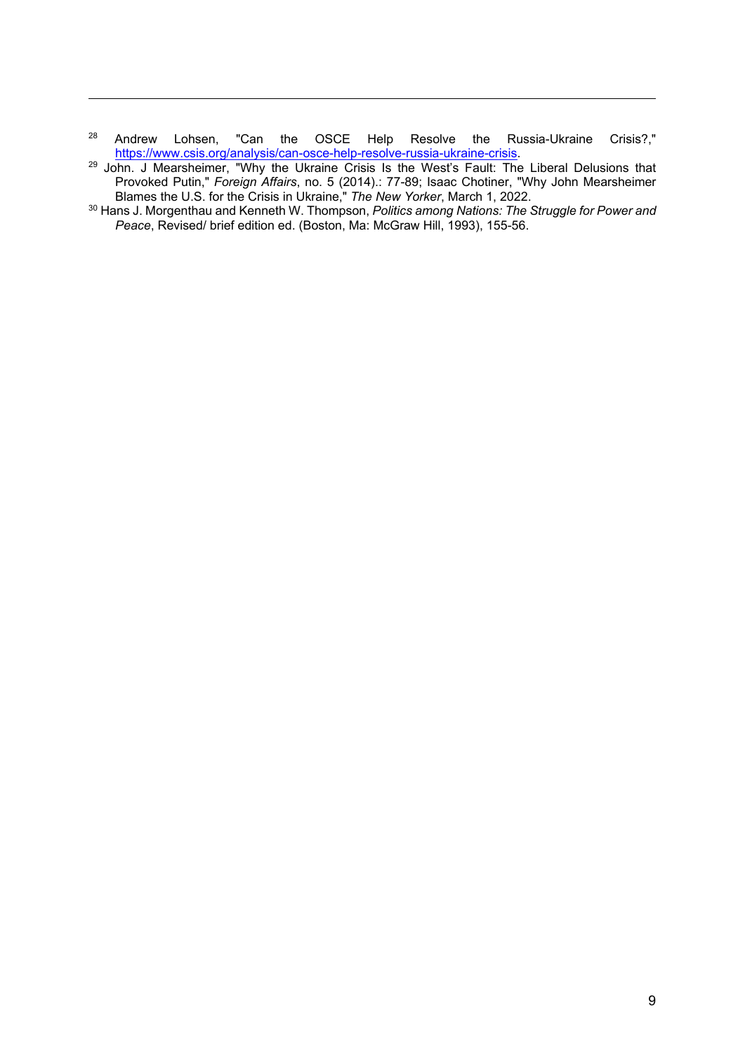[28] Andrew Lohsen, "Can the OSCE Help Resolve the Russia-Ukraine Crisis?," https://www.csis.org/analysis/can-osce-help-resolve-russia-ukraine-crisis.

[29] John. J Mearsheimer, "Why the Ukraine Crisis Is the West's Fault: The Liberal Delusions that Provoked Putin," *Foreign Affairs*, no. 5 (2014).: 77-89; Isaac Chotiner, "Why John Mearsheimer Blames the U.S. for the Crisis in Ukraine," *The New Yorker*, March 1, 2022.

[30] Hans J. Morgenthau and Kenneth W. Thompson, *Politics among Nations: The Struggle for Power and Peace*, Revised/ brief edition ed. (Boston, Ma: McGraw Hill, 1993), 155-56.